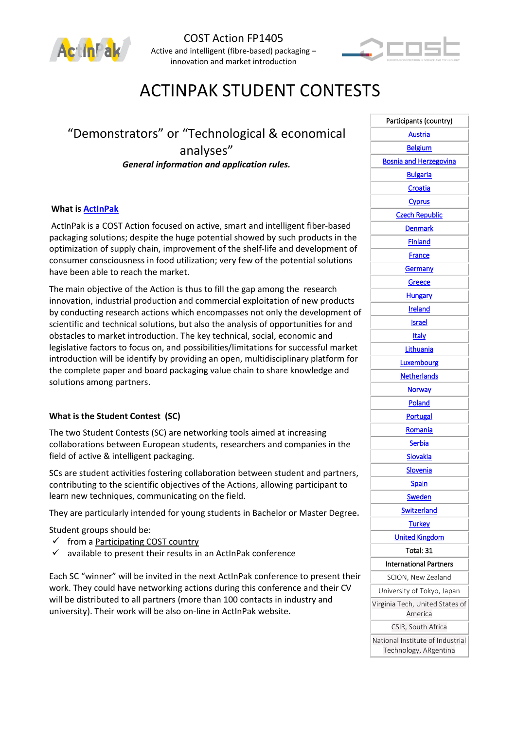COST Action FP1405

Active and intelligent (fibre-based) packaging – innovation and market introduction

# ACTINPAK STUDENT CONTESTS

## "Demonstrators" or "Technological & economical analyses"

***General information and application rules.***

### What is ActInPak

ActInPak is a COST Action focused on active, smart and intelligent fiber-based packaging solutions; despite the huge potential showed by such products in the optimization of supply chain, improvement of the shelf-life and development of consumer consciousness in food utilization; very few of the potential solutions have been able to reach the market.

The main objective of the Action is thus to fill the gap among the research innovation, industrial production and commercial exploitation of new products by conducting research actions which encompasses not only the development of scientific and technical solutions, but also the analysis of opportunities for and obstacles to market introduction. The key technical, social, economic and legislative factors to focus on, and possibilities/limitations for successful market introduction will be identify by providing an open, multidisciplinary platform for the complete paper and board packaging value chain to share knowledge and solutions among partners.

### What is the Student Contest (SC)

The two Student Contests (SC) are networking tools aimed at increasing collaborations between European students, researchers and companies in the field of active & intelligent packaging.

SCs are student activities fostering collaboration between student and partners, contributing to the scientific objectives of the Actions, allowing participant to learn new techniques, communicating on the field.

They are particularly intended for young students in Bachelor or Master Degree.

Student groups should be:

- ✓ from a Participating COST country
- ✓ available to present their results in an ActInPak conference

Each SC "winner" will be invited in the next ActInPak conference to present their work. They could have networking actions during this conference and their CV will be distributed to all partners (more than 100 contacts in industry and university). Their work will be also on-line in ActInPak website.

| Participants (country) |
|---|
| Austria |
| Belgium |
| Bosnia and Herzegovina |
| Bulgaria |
| Croatia |
| Cyprus |
| Czech Republic |
| Denmark |
| Finland |
| France |
| Germany |
| Greece |
| Hungary |
| Ireland |
| Israel |
| Italy |
| Lithuania |
| Luxembourg |
| Netherlands |
| Norway |
| Poland |
| Portugal |
| Romania |
| Serbia |
| Slovakia |
| Slovenia |
| Spain |
| Sweden |
| Switzerland |
| Turkey |
| United Kingdom |
| Total: 31 |
| International Partners |
| SCION, New Zealand |
| University of Tokyo, Japan |
| Virginia Tech, United States of America |
| CSIR, South Africa |
| National Institute of Industrial Technology, ARgentina |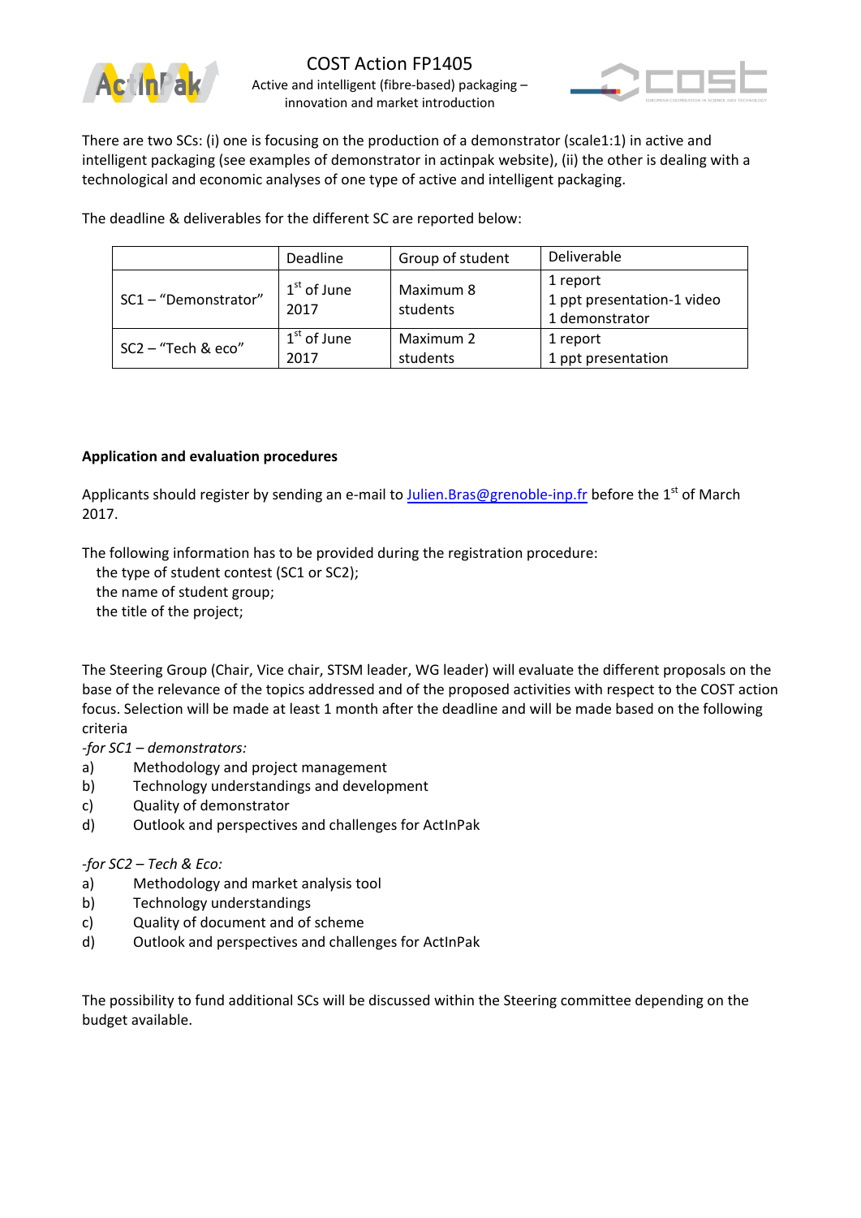There are two SCs: (i) one is focusing on the production of a demonstrator (scale1:1) in active and intelligent packaging (see examples of demonstrator in actinpak website), (ii) the other is dealing with a technological and economic analyses of one type of active and intelligent packaging.

The deadline & deliverables for the different SC are reported below:

| | Deadline | Group of student | Deliverable |
|---|---|---|---|
| SC1 – "Demonstrator" | 1st of June 2017 | Maximum 8 students | 1 report<br>1 ppt presentation-1 video<br>1 demonstrator |
| SC2 – "Tech & eco" | 1st of June 2017 | Maximum 2 students | 1 report<br>1 ppt presentation |

**Application and evaluation procedures**

Applicants should register by sending an e-mail to Julien.Bras@grenoble-inp.fr before the 1st of March 2017.

The following information has to be provided during the registration procedure:
- the type of student contest (SC1 or SC2);
- the name of student group;
- the title of the project;

The Steering Group (Chair, Vice chair, STSM leader, WG leader) will evaluate the different proposals on the base of the relevance of the topics addressed and of the proposed activities with respect to the COST action focus. Selection will be made at least 1 month after the deadline and will be made based on the following criteria

*-for SC1 – demonstrators:*

a) Methodology and project management
b) Technology understandings and development
c) Quality of demonstrator
d) Outlook and perspectives and challenges for ActInPak

*-for SC2 – Tech & Eco:*

a) Methodology and market analysis tool
b) Technology understandings
c) Quality of document and of scheme
d) Outlook and perspectives and challenges for ActInPak

The possibility to fund additional SCs will be discussed within the Steering committee depending on the budget available.